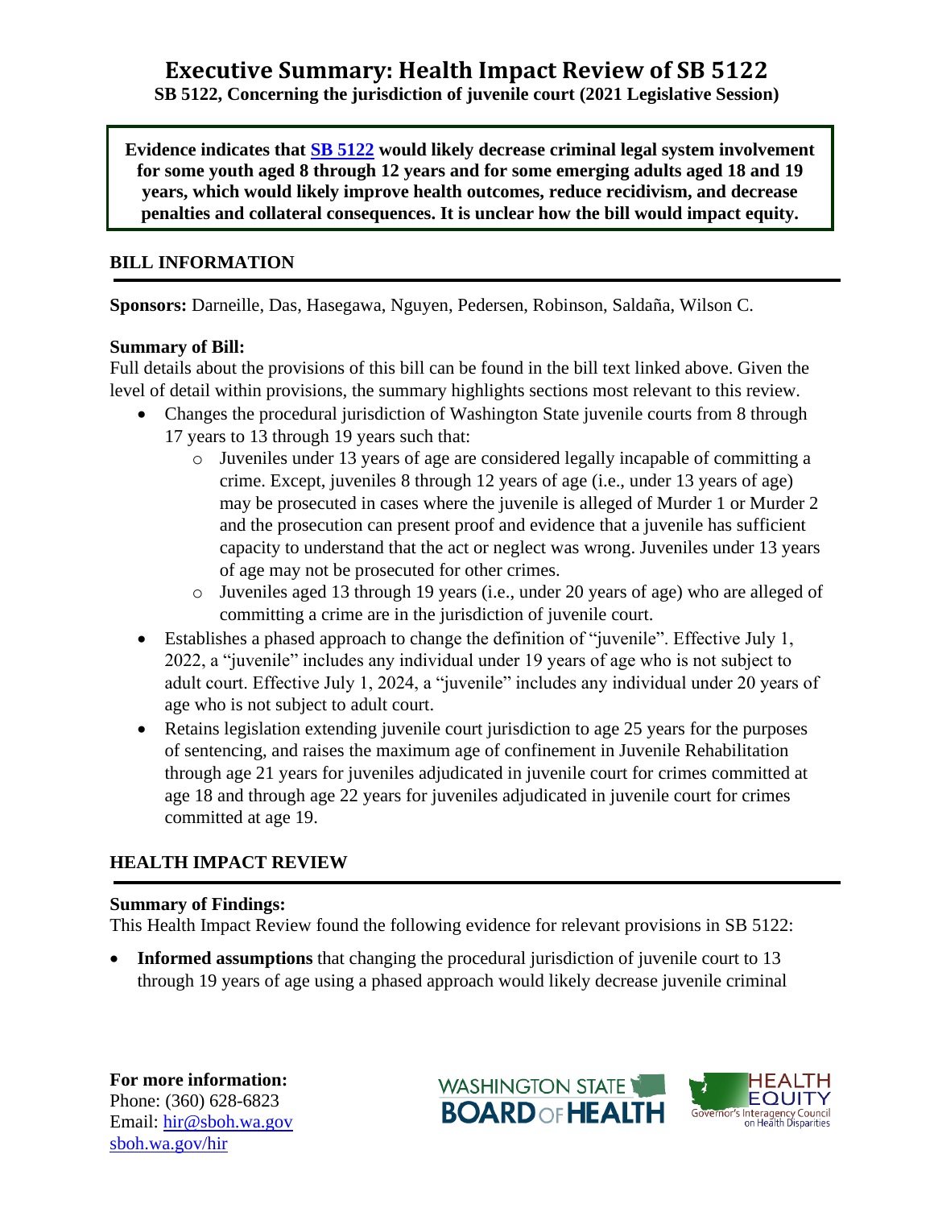# Executive Summary: Health Impact Review of SB 5122

**SB 5122, Concerning the jurisdiction of juvenile court (2021 Legislative Session)**

**Evidence indicates that [SB 5122](#) would likely decrease criminal legal system involvement for some youth aged 8 through 12 years and for some emerging adults aged 18 and 19 years, which would likely improve health outcomes, reduce recidivism, and decrease penalties and collateral consequences. It is unclear how the bill would impact equity.**

## BILL INFORMATION

**Sponsors:** Darneille, Das, Hasegawa, Nguyen, Pedersen, Robinson, Saldaña, Wilson C.

**Summary of Bill:**

Full details about the provisions of this bill can be found in the bill text linked above. Given the level of detail within provisions, the summary highlights sections most relevant to this review.

- Changes the procedural jurisdiction of Washington State juvenile courts from 8 through 17 years to 13 through 19 years such that:
  - Juveniles under 13 years of age are considered legally incapable of committing a crime. Except, juveniles 8 through 12 years of age (i.e., under 13 years of age) may be prosecuted in cases where the juvenile is alleged of Murder 1 or Murder 2 and the prosecution can present proof and evidence that a juvenile has sufficient capacity to understand that the act or neglect was wrong. Juveniles under 13 years of age may not be prosecuted for other crimes.
  - Juveniles aged 13 through 19 years (i.e., under 20 years of age) who are alleged of committing a crime are in the jurisdiction of juvenile court.
- Establishes a phased approach to change the definition of "juvenile". Effective July 1, 2022, a "juvenile" includes any individual under 19 years of age who is not subject to adult court. Effective July 1, 2024, a "juvenile" includes any individual under 20 years of age who is not subject to adult court.
- Retains legislation extending juvenile court jurisdiction to age 25 years for the purposes of sentencing, and raises the maximum age of confinement in Juvenile Rehabilitation through age 21 years for juveniles adjudicated in juvenile court for crimes committed at age 18 and through age 22 years for juveniles adjudicated in juvenile court for crimes committed at age 19.

## HEALTH IMPACT REVIEW

**Summary of Findings:**

This Health Impact Review found the following evidence for relevant provisions in SB 5122:

- **Informed assumptions** that changing the procedural jurisdiction of juvenile court to 13 through 19 years of age using a phased approach would likely decrease juvenile criminal

**For more information:**
Phone: (360) 628-6823
Email: [hir@sboh.wa.gov](mailto:hir@sboh.wa.gov)
[sboh.wa.gov/hir](#)

WASHINGTON STATE BOARD OF HEALTH

HEALTH EQUITY Governor's Interagency Council on Health Disparities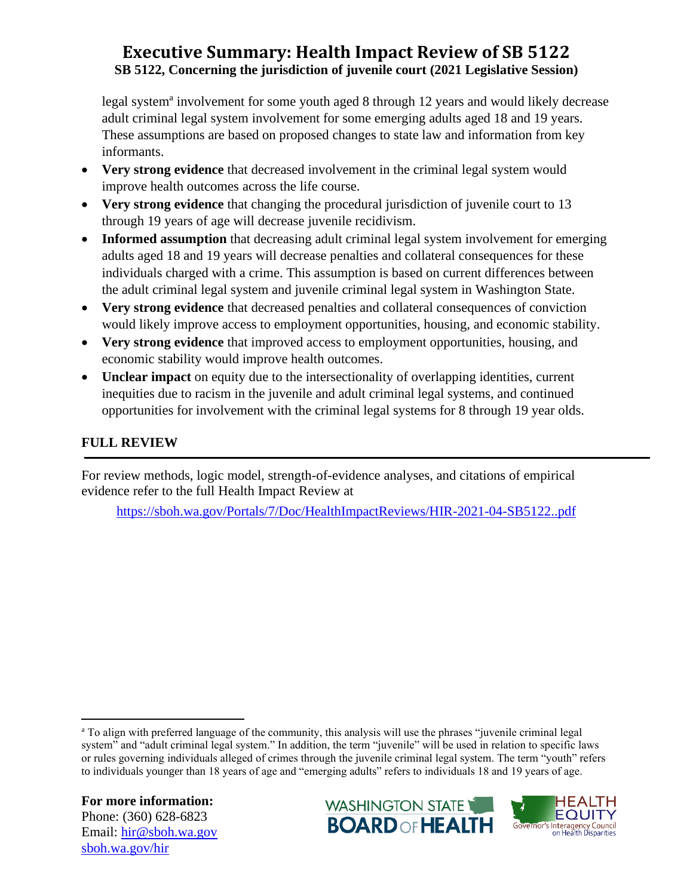legal system[a] involvement for some youth aged 8 through 12 years and would likely decrease adult criminal legal system involvement for some emerging adults aged 18 and 19 years. These assumptions are based on proposed changes to state law and information from key informants.

- **Very strong evidence** that decreased involvement in the criminal legal system would improve health outcomes across the life course.
- **Very strong evidence** that changing the procedural jurisdiction of juvenile court to 13 through 19 years of age will decrease juvenile recidivism.
- **Informed assumption** that decreasing adult criminal legal system involvement for emerging adults aged 18 and 19 years will decrease penalties and collateral consequences for these individuals charged with a crime. This assumption is based on current differences between the adult criminal legal system and juvenile criminal legal system in Washington State.
- **Very strong evidence** that decreased penalties and collateral consequences of conviction would likely improve access to employment opportunities, housing, and economic stability.
- **Very strong evidence** that improved access to employment opportunities, housing, and economic stability would improve health outcomes.
- **Unclear impact** on equity due to the intersectionality of overlapping identities, current inequities due to racism in the juvenile and adult criminal legal systems, and continued opportunities for involvement with the criminal legal systems for 8 through 19 year olds.

## FULL REVIEW

For review methods, logic model, strength-of-evidence analyses, and citations of empirical evidence refer to the full Health Impact Review at

https://sboh.wa.gov/Portals/7/Doc/HealthImpactReviews/HIR-2021-04-SB5122..pdf

[a] To align with preferred language of the community, this analysis will use the phrases "juvenile criminal legal system" and "adult criminal legal system." In addition, the term "juvenile" will be used in relation to specific laws or rules governing individuals alleged of crimes through the juvenile criminal legal system. The term "youth" refers to individuals younger than 18 years of age and "emerging adults" refers to individuals 18 and 19 years of age.

**For more information:**
Phone: (360) 628-6823
Email: hir@sboh.wa.gov
sboh.wa.gov/hir